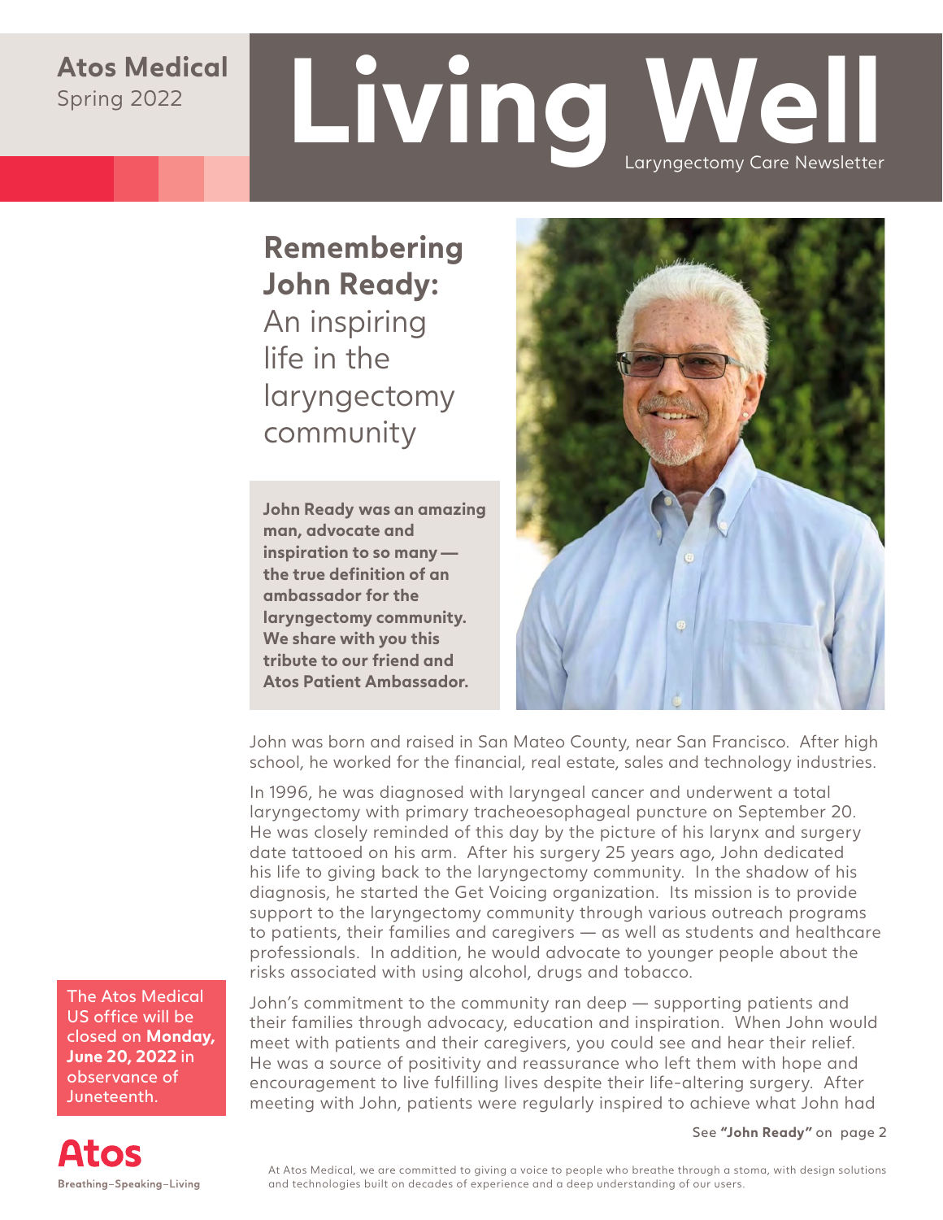**Atos Medical**
Spring 2022

# Living Well

Laryngectomy Care Newsletter

## Remembering John Ready: An inspiring life in the laryngectomy community

**John Ready was an amazing man, advocate and inspiration to so many — the true definition of an ambassador for the laryngectomy community. We share with you this tribute to our friend and Atos Patient Ambassador.**

John was born and raised in San Mateo County, near San Francisco. After high school, he worked for the financial, real estate, sales and technology industries.

In 1996, he was diagnosed with laryngeal cancer and underwent a total laryngectomy with primary tracheoesophageal puncture on September 20. He was closely reminded of this day by the picture of his larynx and surgery date tattooed on his arm. After his surgery 25 years ago, John dedicated his life to giving back to the laryngectomy community. In the shadow of his diagnosis, he started the Get Voicing organization. Its mission is to provide support to the laryngectomy community through various outreach programs to patients, their families and caregivers — as well as students and healthcare professionals. In addition, he would advocate to younger people about the risks associated with using alcohol, drugs and tobacco.

John's commitment to the community ran deep — supporting patients and their families through advocacy, education and inspiration. When John would meet with patients and their caregivers, you could see and hear their relief. He was a source of positivity and reassurance who left them with hope and encouragement to live fulfilling lives despite their life-altering surgery. After meeting with John, patients were regularly inspired to achieve what John had

See **"John Ready"** on page 2

The Atos Medical US office will be closed on **Monday, June 20, 2022** in observance of Juneteenth.

**Atos**
Breathing–Speaking–Living

At Atos Medical, we are committed to giving a voice to people who breathe through a stoma, with design solutions and technologies built on decades of experience and a deep understanding of our users.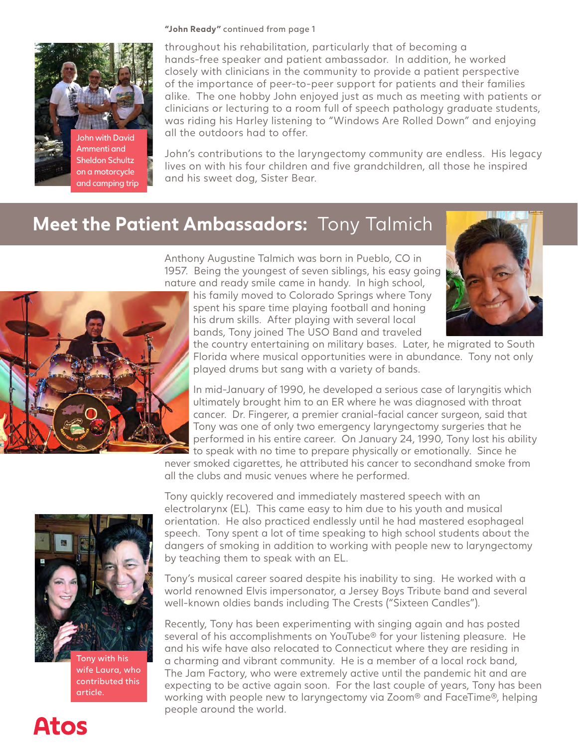**"John Ready"** continued from page 1

throughout his rehabilitation, particularly that of becoming a hands-free speaker and patient ambassador. In addition, he worked closely with clinicians in the community to provide a patient perspective of the importance of peer-to-peer support for patients and their families alike. The one hobby John enjoyed just as much as meeting with patients or clinicians or lecturing to a room full of speech pathology graduate students, was riding his Harley listening to "Windows Are Rolled Down" and enjoying all the outdoors had to offer.

John's contributions to the laryngectomy community are endless. His legacy lives on with his four children and five grandchildren, all those he inspired and his sweet dog, Sister Bear.

John with David Ammenti and Sheldon Schultz on a motorcycle and camping trip

## **Meet the Patient Ambassadors:** Tony Talmich

Anthony Augustine Talmich was born in Pueblo, CO in 1957. Being the youngest of seven siblings, his easy going nature and ready smile came in handy. In high school, his family moved to Colorado Springs where Tony spent his spare time playing football and honing his drum skills. After playing with several local bands, Tony joined The USO Band and traveled the country entertaining on military bases. Later, he migrated to South Florida where musical opportunities were in abundance. Tony not only played drums but sang with a variety of bands.

In mid-January of 1990, he developed a serious case of laryngitis which ultimately brought him to an ER where he was diagnosed with throat cancer. Dr. Fingerer, a premier cranial-facial cancer surgeon, said that Tony was one of only two emergency laryngectomy surgeries that he performed in his entire career. On January 24, 1990, Tony lost his ability to speak with no time to prepare physically or emotionally. Since he never smoked cigarettes, he attributed his cancer to secondhand smoke from all the clubs and music venues where he performed.

Tony quickly recovered and immediately mastered speech with an electrolarynx (EL). This came easy to him due to his youth and musical orientation. He also practiced endlessly until he had mastered esophageal speech. Tony spent a lot of time speaking to high school students about the dangers of smoking in addition to working with people new to laryngectomy by teaching them to speak with an EL.

Tony's musical career soared despite his inability to sing. He worked with a world renowned Elvis impersonator, a Jersey Boys Tribute band and several well-known oldies bands including The Crests ("Sixteen Candles").

Recently, Tony has been experimenting with singing again and has posted several of his accomplishments on YouTube® for your listening pleasure. He and his wife have also relocated to Connecticut where they are residing in a charming and vibrant community. He is a member of a local rock band, The Jam Factory, who were extremely active until the pandemic hit and are expecting to be active again soon. For the last couple of years, Tony has been working with people new to laryngectomy via Zoom® and FaceTime®, helping people around the world.

Tony with his wife Laura, who contributed this article.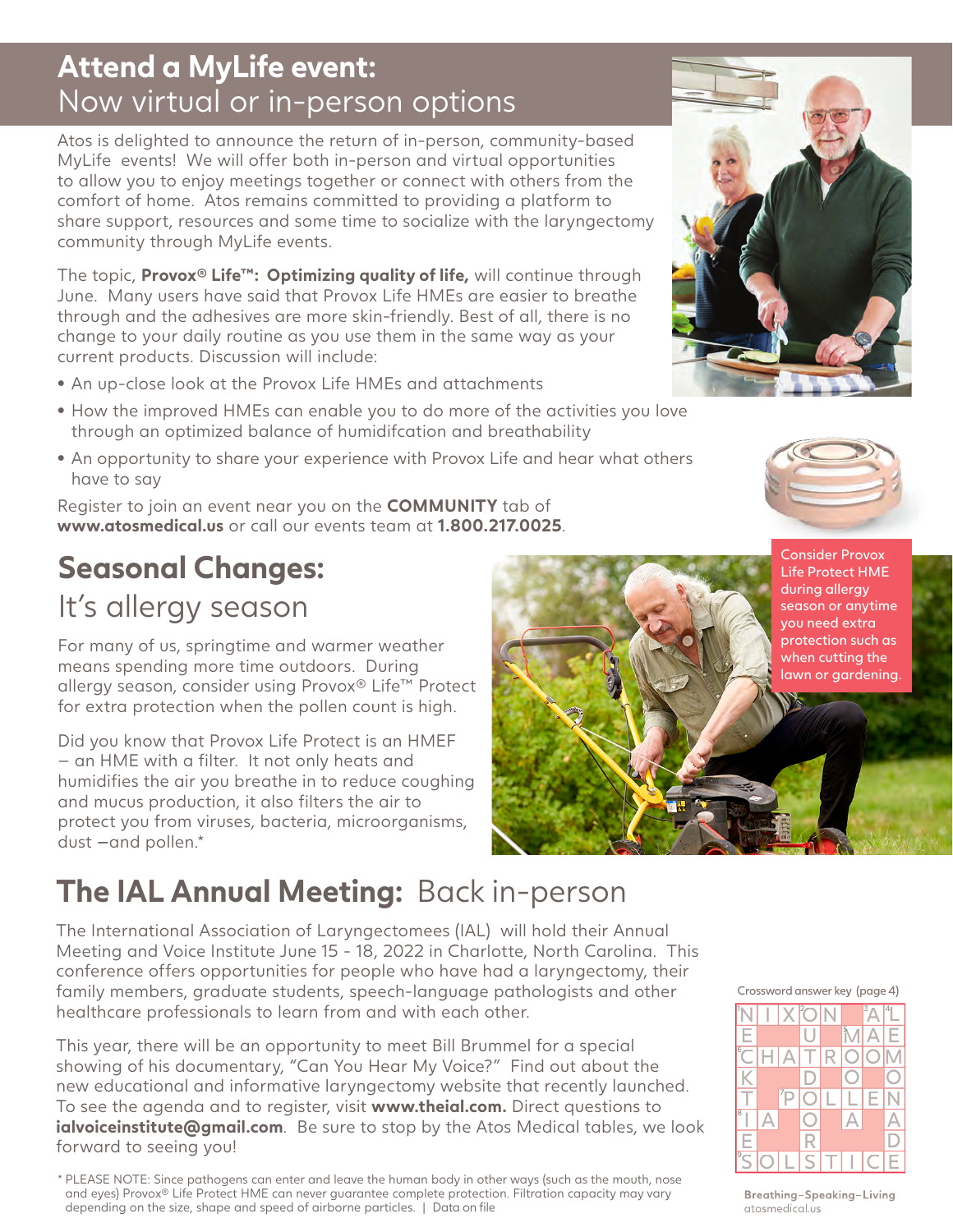# Attend a MyLife event: Now virtual or in-person options

Atos is delighted to announce the return of in-person, community-based MyLife events! We will offer both in-person and virtual opportunities to allow you to enjoy meetings together or connect with others from the comfort of home. Atos remains committed to providing a platform to share support, resources and some time to socialize with the laryngectomy community through MyLife events.

The topic, **Provox® Life™: Optimizing quality of life,** will continue through June. Many users have said that Provox Life HMEs are easier to breathe through and the adhesives are more skin-friendly. Best of all, there is no change to your daily routine as you use them in the same way as your current products. Discussion will include:

- An up-close look at the Provox Life HMEs and attachments
- How the improved HMEs can enable you to do more of the activities you love through an optimized balance of humidifcation and breathability
- An opportunity to share your experience with Provox Life and hear what others have to say

Register to join an event near you on the **COMMUNITY** tab of **www.atosmedical.us** or call our events team at **1.800.217.0025**.

Consider Provox Life Protect HME during allergy season or anytime you need extra protection such as when cutting the lawn or gardening.

# Seasonal Changes: It's allergy season

For many of us, springtime and warmer weather means spending more time outdoors. During allergy season, consider using Provox® Life™ Protect for extra protection when the pollen count is high.

Did you know that Provox Life Protect is an HMEF – an HME with a filter. It not only heats and humidifies the air you breathe in to reduce coughing and mucus production, it also filters the air to protect you from viruses, bacteria, microorganisms, dust –and pollen.*

# The IAL Annual Meeting: Back in-person

The International Association of Laryngectomees (IAL) will hold their Annual Meeting and Voice Institute June 15 - 18, 2022 in Charlotte, North Carolina. This conference offers opportunities for people who have had a laryngectomy, their family members, graduate students, speech-language pathologists and other healthcare professionals to learn from and with each other.

This year, there will be an opportunity to meet Bill Brummel for a special showing of his documentary, "Can You Hear My Voice?" Find out about the new educational and informative laryngectomy website that recently launched. To see the agenda and to register, visit **www.theial.com.** Direct questions to **ialvoiceinstitute@gmail.com**. Be sure to stop by the Atos Medical tables, we look forward to seeing you!

\* PLEASE NOTE: Since pathogens can enter and leave the human body in other ways (such as the mouth, nose and eyes) Provox® Life Protect HME can never guarantee complete protection. Filtration capacity may vary depending on the size, shape and speed of airborne particles. | Data on file

Crossword answer key (page 4)

| | | | | | | | |
|---|---|---|---|---|---|---|---|
| [1]N | I | X | [2]O | N | | [3]A | [4]L |
| E | | | U | | [5]M | A | E |
| [6]C | H | A | T | R | O | O | M |
| K | | | D | | O | | O |
| T | | [7]P | O | L | L | E | N |
| [8]I | A | | O | | A | | A |
| E | | | R | | | | D |
| [9]S | O | L | S | T | I | C | E |

Breathing–Speaking–Living
atosmedical.us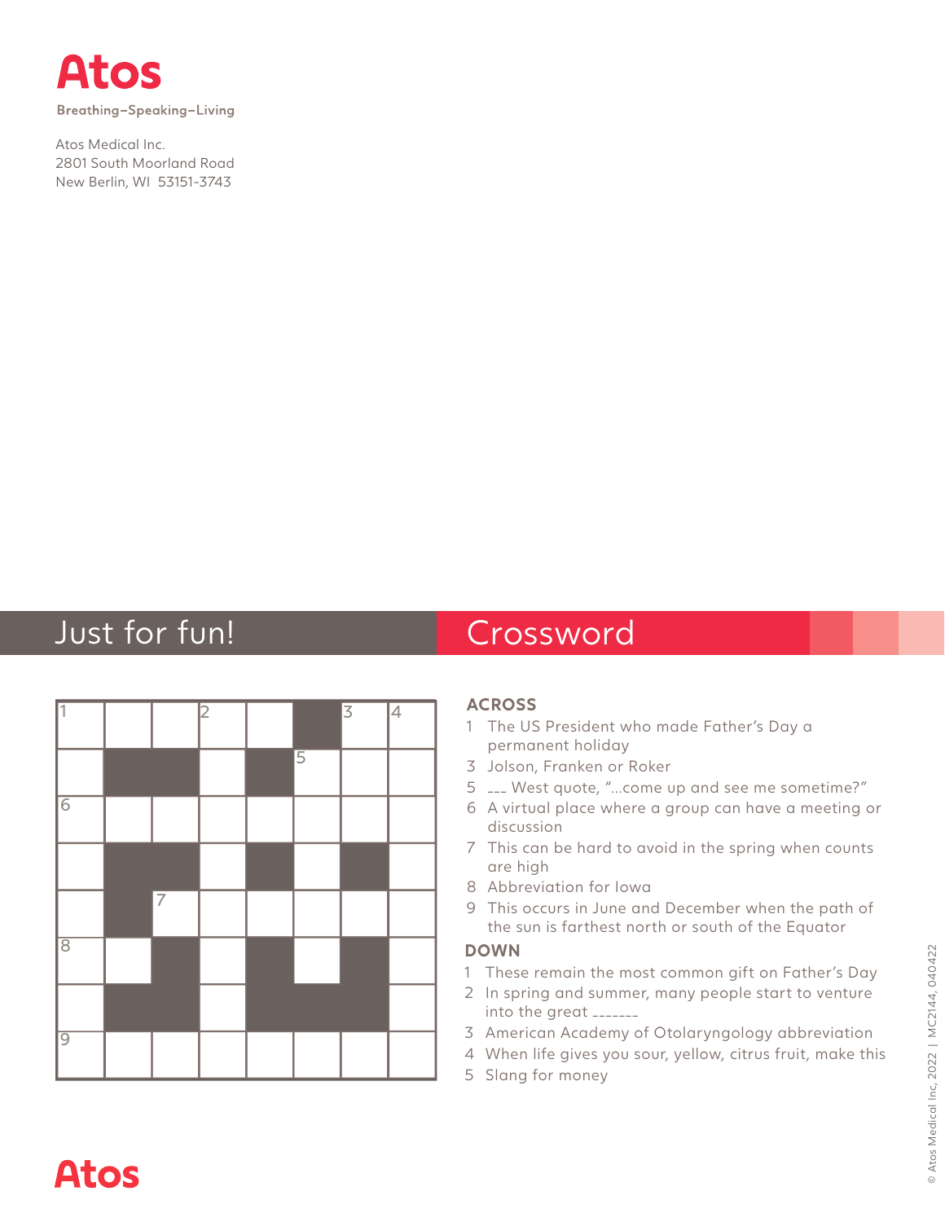Atos

Breathing–Speaking–Living

Atos Medical Inc.
2801 South Moorland Road
New Berlin, WI 53151-3743

## Just for fun! Crossword

### ACROSS

1. The US President who made Father's Day a permanent holiday
3. Jolson, Franken or Roker
5. ___ West quote, "...come up and see me sometime?"
6. A virtual place where a group can have a meeting or discussion
7. This can be hard to avoid in the spring when counts are high
8. Abbreviation for Iowa
9. This occurs in June and December when the path of the sun is farthest north or south of the Equator

### DOWN

1. These remain the most common gift on Father's Day
2. In spring and summer, many people start to venture into the great _______
3. American Academy of Otolaryngology abbreviation
4. When life gives you sour, yellow, citrus fruit, make this
5. Slang for money

© Atos Medical Inc, 2022 | MC2144, 040422

Atos